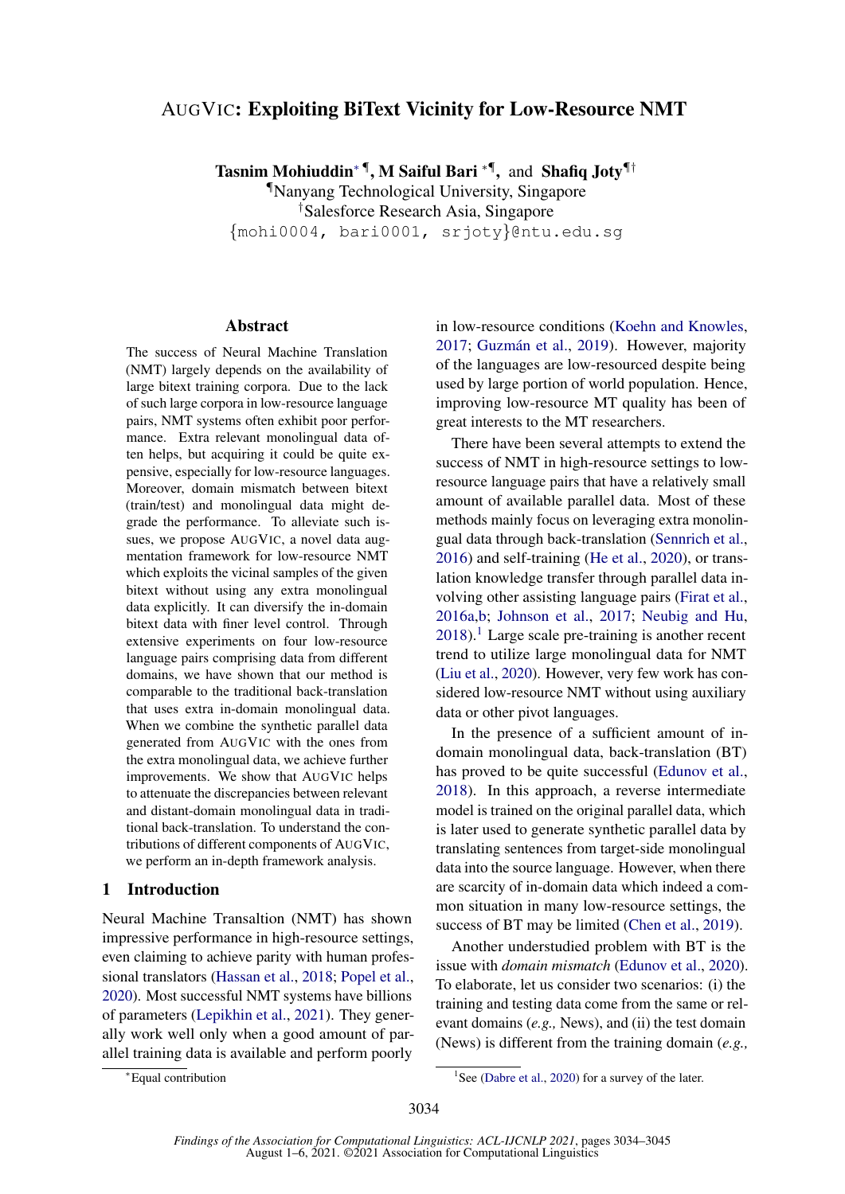# AugVic: Exploiting BiText Vicinity for Low-Resource NMT

**Tasnim Mohiuddin**[*¶], **M Saiful Bari**[*¶], and **Shafiq Joty**[¶†]

[¶]Nanyang Technological University, Singapore
[†]Salesforce Research Asia, Singapore
{mohi0004, bari0001, srjoty}@ntu.edu.sg

## Abstract

The success of Neural Machine Translation (NMT) largely depends on the availability of large bitext training corpora. Due to the lack of such large corpora in low-resource language pairs, NMT systems often exhibit poor performance. Extra relevant monolingual data often helps, but acquiring it could be quite expensive, especially for low-resource languages. Moreover, domain mismatch between bitext (train/test) and monolingual data might degrade the performance. To alleviate such issues, we propose AugVic, a novel data augmentation framework for low-resource NMT which exploits the vicinal samples of the given bitext without using any extra monolingual data explicitly. It can diversify the in-domain bitext data with finer level control. Through extensive experiments on four low-resource language pairs comprising data from different domains, we have shown that our method is comparable to the traditional back-translation that uses extra in-domain monolingual data. When we combine the synthetic parallel data generated from AugVic with the ones from the extra monolingual data, we achieve further improvements. We show that AugVic helps to attenuate the discrepancies between relevant and distant-domain monolingual data in traditional back-translation. To understand the contributions of different components of AugVic, we perform an in-depth framework analysis.

## 1 Introduction

Neural Machine Transaltion (NMT) has shown impressive performance in high-resource settings, even claiming to achieve parity with human professional translators (Hassan et al., 2018; Popel et al., 2020). Most successful NMT systems have billions of parameters (Lepikhin et al., 2021). They generally work well only when a good amount of parallel training data is available and perform poorly in low-resource conditions (Koehn and Knowles, 2017; Guzmán et al., 2019). However, majority of the languages are low-resourced despite being used by large portion of world population. Hence, improving low-resource MT quality has been of great interests to the MT researchers.

There have been several attempts to extend the success of NMT in high-resource settings to low-resource language pairs that have a relatively small amount of available parallel data. Most of these methods mainly focus on leveraging extra monolingual data through back-translation (Sennrich et al., 2016) and self-training (He et al., 2020), or translation knowledge transfer through parallel data involving other assisting language pairs (Firat et al., 2016a,b; Johnson et al., 2017; Neubig and Hu, 2018).[1] Large scale pre-training is another recent trend to utilize large monolingual data for NMT (Liu et al., 2020). However, very few work has considered low-resource NMT without using auxiliary data or other pivot languages.

In the presence of a sufficient amount of in-domain monolingual data, back-translation (BT) has proved to be quite successful (Edunov et al., 2018). In this approach, a reverse intermediate model is trained on the original parallel data, which is later used to generate synthetic parallel data by translating sentences from target-side monolingual data into the source language. However, when there are scarcity of in-domain data which indeed a common situation in many low-resource settings, the success of BT may be limited (Chen et al., 2019).

Another understudied problem with BT is the issue with *domain mismatch* (Edunov et al., 2020). To elaborate, let us consider two scenarios: (i) the training and testing data come from the same or relevant domains (*e.g.,* News), and (ii) the test domain (News) is different from the training domain (*e.g.,*

[*]Equal contribution

[1]See (Dabre et al., 2020) for a survey of the later.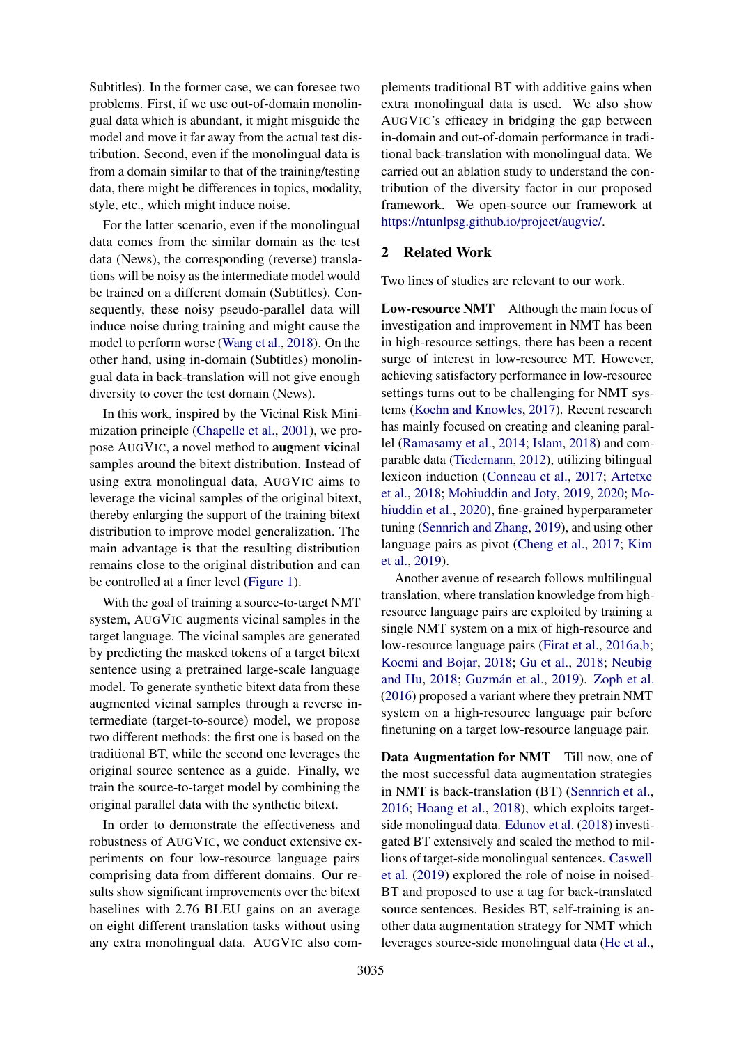Subtitles). In the former case, we can foresee two problems. First, if we use out-of-domain monolingual data which is abundant, it might misguide the model and move it far away from the actual test distribution. Second, even if the monolingual data is from a domain similar to that of the training/testing data, there might be differences in topics, modality, style, etc., which might induce noise.

For the latter scenario, even if the monolingual data comes from the similar domain as the test data (News), the corresponding (reverse) translations will be noisy as the intermediate model would be trained on a different domain (Subtitles). Consequently, these noisy pseudo-parallel data will induce noise during training and might cause the model to perform worse (Wang et al., 2018). On the other hand, using in-domain (Subtitles) monolingual data in back-translation will not give enough diversity to cover the test domain (News).

In this work, inspired by the Vicinal Risk Minimization principle (Chapelle et al., 2001), we propose AugVic, a novel method to **aug**ment **vic**inal samples around the bitext distribution. Instead of using extra monolingual data, AugVic aims to leverage the vicinal samples of the original bitext, thereby enlarging the support of the training bitext distribution to improve model generalization. The main advantage is that the resulting distribution remains close to the original distribution and can be controlled at a finer level (Figure 1).

With the goal of training a source-to-target NMT system, AugVic augments vicinal samples in the target language. The vicinal samples are generated by predicting the masked tokens of a target bitext sentence using a pretrained large-scale language model. To generate synthetic bitext data from these augmented vicinal samples through a reverse intermediate (target-to-source) model, we propose two different methods: the first one is based on the traditional BT, while the second one leverages the original source sentence as a guide. Finally, we train the source-to-target model by combining the original parallel data with the synthetic bitext.

In order to demonstrate the effectiveness and robustness of AugVic, we conduct extensive experiments on four low-resource language pairs comprising data from different domains. Our results show significant improvements over the bitext baselines with 2.76 BLEU gains on an average on eight different translation tasks without using any extra monolingual data. AugVic also complements traditional BT with additive gains when extra monolingual data is used. We also show AugVic's efficacy in bridging the gap between in-domain and out-of-domain performance in traditional back-translation with monolingual data. We carried out an ablation study to understand the contribution of the diversity factor in our proposed framework. We open-source our framework at https://ntunlpsg.github.io/project/augvic/.

## 2 Related Work

Two lines of studies are relevant to our work.

**Low-resource NMT** Although the main focus of investigation and improvement in NMT has been in high-resource settings, there has been a recent surge of interest in low-resource MT. However, achieving satisfactory performance in low-resource settings turns out to be challenging for NMT systems (Koehn and Knowles, 2017). Recent research has mainly focused on creating and cleaning parallel (Ramasamy et al., 2014; Islam, 2018) and comparable data (Tiedemann, 2012), utilizing bilingual lexicon induction (Conneau et al., 2017; Artetxe et al., 2018; Mohiuddin and Joty, 2019, 2020; Mohiuddin et al., 2020), fine-grained hyperparameter tuning (Sennrich and Zhang, 2019), and using other language pairs as pivot (Cheng et al., 2017; Kim et al., 2019).

Another avenue of research follows multilingual translation, where translation knowledge from high-resource language pairs are exploited by training a single NMT system on a mix of high-resource and low-resource language pairs (Firat et al., 2016a,b; Kocmi and Bojar, 2018; Gu et al., 2018; Neubig and Hu, 2018; Guzmán et al., 2019). Zoph et al. (2016) proposed a variant where they pretrain NMT system on a high-resource language pair before finetuning on a target low-resource language pair.

**Data Augmentation for NMT** Till now, one of the most successful data augmentation strategies in NMT is back-translation (BT) (Sennrich et al., 2016; Hoang et al., 2018), which exploits target-side monolingual data. Edunov et al. (2018) investigated BT extensively and scaled the method to millions of target-side monolingual sentences. Caswell et al. (2019) explored the role of noise in noised-BT and proposed to use a tag for back-translated source sentences. Besides BT, self-training is another data augmentation strategy for NMT which leverages source-side monolingual data (He et al.,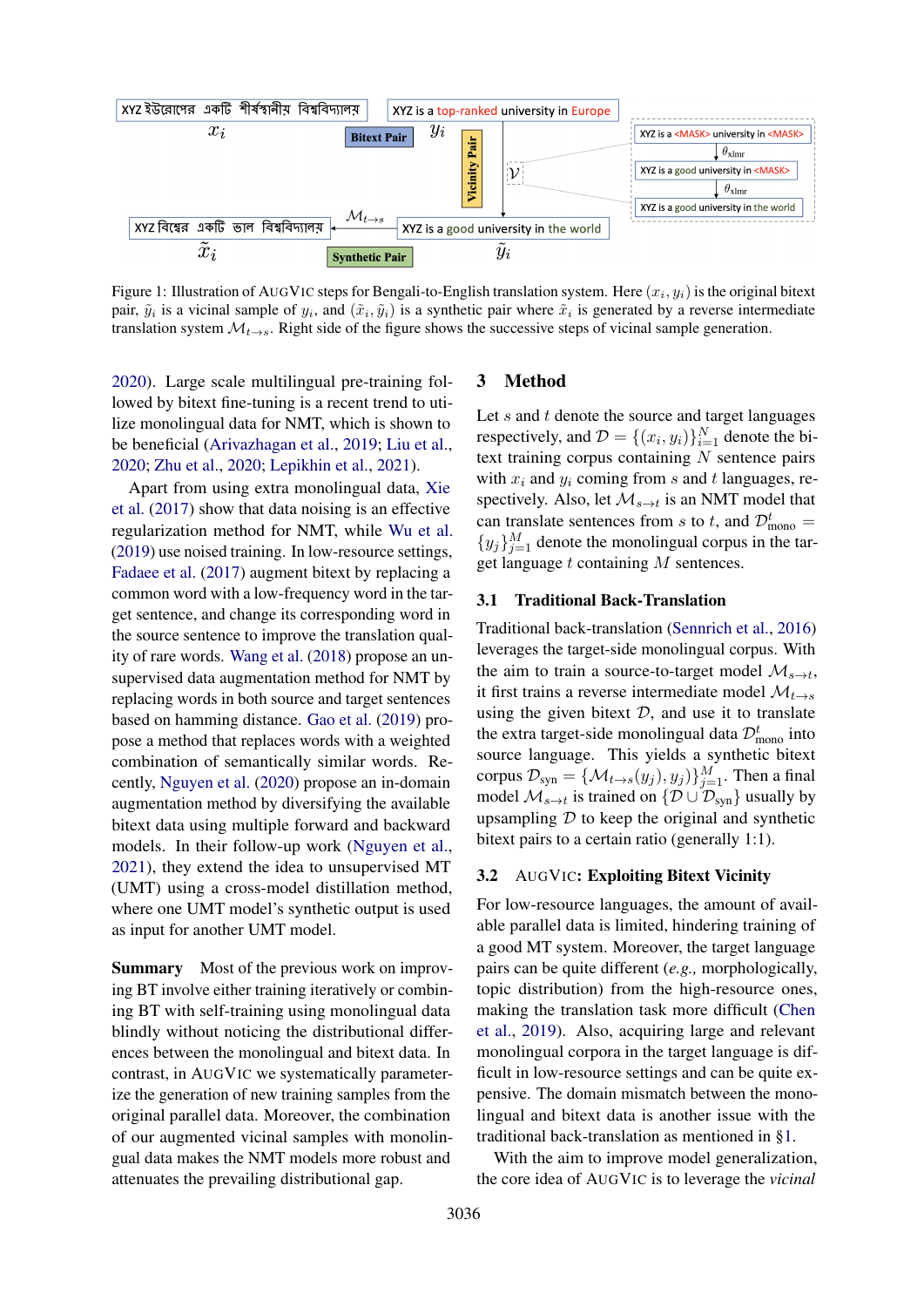Figure 1: Illustration of AugVic steps for Bengali-to-English translation system. Here $(x_i, y_i)$ is the original bitext pair, $\tilde{y}_i$ is a vicinal sample of $y_i$, and $(\tilde{x}_i, \tilde{y}_i)$ is a synthetic pair where $\tilde{x}_i$ is generated by a reverse intermediate translation system $\mathcal{M}_{t\to s}$. Right side of the figure shows the successive steps of vicinal sample generation.

2020). Large scale multilingual pre-training followed by bitext fine-tuning is a recent trend to utilize monolingual data for NMT, which is shown to be beneficial (Arivazhagan et al., 2019; Liu et al., 2020; Zhu et al., 2020; Lepikhin et al., 2021).

Apart from using extra monolingual data, Xie et al. (2017) show that data noising is an effective regularization method for NMT, while Wu et al. (2019) use noised training. In low-resource settings, Fadaee et al. (2017) augment bitext by replacing a common word with a low-frequency word in the target sentence, and change its corresponding word in the source sentence to improve the translation quality of rare words. Wang et al. (2018) propose an unsupervised data augmentation method for NMT by replacing words in both source and target sentences based on hamming distance. Gao et al. (2019) propose a method that replaces words with a weighted combination of semantically similar words. Recently, Nguyen et al. (2020) propose an in-domain augmentation method by diversifying the available bitext data using multiple forward and backward models. In their follow-up work (Nguyen et al., 2021), they extend the idea to unsupervised MT (UMT) using a cross-model distillation method, where one UMT model's synthetic output is used as input for another UMT model.

**Summary** Most of the previous work on improving BT involve either training iteratively or combining BT with self-training using monolingual data blindly without noticing the distributional differences between the monolingual and bitext data. In contrast, in AugVic we systematically parameterize the generation of new training samples from the original parallel data. Moreover, the combination of our augmented vicinal samples with monolingual data makes the NMT models more robust and attenuates the prevailing distributional gap.

## 3 Method

Let $s$ and $t$ denote the source and target languages respectively, and $\mathcal{D} = \{(x_i, y_i)\}_{i=1}^{N}$ denote the bitext training corpus containing $N$ sentence pairs with $x_i$ and $y_i$ coming from $s$ and $t$ languages, respectively. Also, let $\mathcal{M}_{s\to t}$ is an NMT model that can translate sentences from $s$ to $t$, and $\mathcal{D}^{t}_{\text{mono}} = \{y_j\}_{j=1}^{M}$ denote the monolingual corpus in the target language $t$ containing $M$ sentences.

### 3.1 Traditional Back-Translation

Traditional back-translation (Sennrich et al., 2016) leverages the target-side monolingual corpus. With the aim to train a source-to-target model $\mathcal{M}_{s\to t}$, it first trains a reverse intermediate model $\mathcal{M}_{t\to s}$ using the given bitext $\mathcal{D}$, and use it to translate the extra target-side monolingual data $\mathcal{D}^{t}_{\text{mono}}$ into source language. This yields a synthetic bitext corpus $\mathcal{D}_{\text{syn}} = \{\mathcal{M}_{t\to s}(y_j), y_j)\}_{j=1}^{M}$. Then a final model $\mathcal{M}_{s\to t}$ is trained on $\{\mathcal{D} \cup \mathcal{D}_{\text{syn}}\}$ usually by upsampling $\mathcal{D}$ to keep the original and synthetic bitext pairs to a certain ratio (generally 1:1).

### 3.2 AugVic: Exploiting Bitext Vicinity

For low-resource languages, the amount of available parallel data is limited, hindering training of a good MT system. Moreover, the target language pairs can be quite different (*e.g.,* morphologically, topic distribution) from the high-resource ones, making the translation task more difficult (Chen et al., 2019). Also, acquiring large and relevant monolingual corpora in the target language is difficult in low-resource settings and can be quite expensive. The domain mismatch between the monolingual and bitext data is another issue with the traditional back-translation as mentioned in §1.

With the aim to improve model generalization, the core idea of AugVic is to leverage the *vicinal*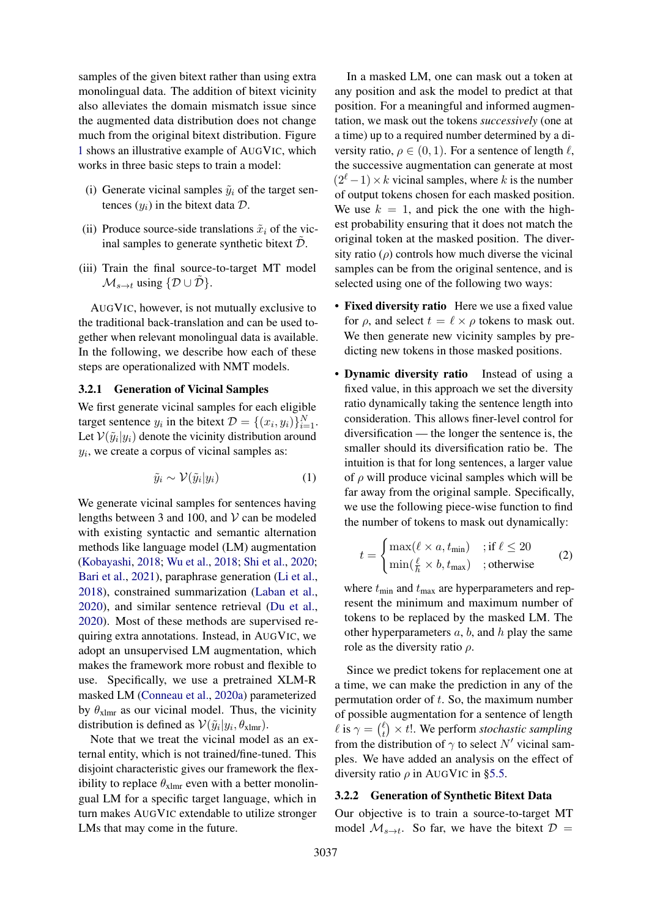samples of the given bitext rather than using extra monolingual data. The addition of bitext vicinity also alleviates the domain mismatch issue since the augmented data distribution does not change much from the original bitext distribution. Figure 1 shows an illustrative example of AUGVIC, which works in three basic steps to train a model:

(i) Generate vicinal samples $\tilde{y}_i$ of the target sentences ($y_i$) in the bitext data $\mathcal{D}$.

(ii) Produce source-side translations $\tilde{x}_i$ of the vicinal samples to generate synthetic bitext $\tilde{\mathcal{D}}$.

(iii) Train the final source-to-target MT model $\mathcal{M}_{s\rightarrow t}$ using $\{\mathcal{D} \cup \tilde{\mathcal{D}}\}$.

AUGVIC, however, is not mutually exclusive to the traditional back-translation and can be used together when relevant monolingual data is available. In the following, we describe how each of these steps are operationalized with NMT models.

### 3.2.1 Generation of Vicinal Samples

We first generate vicinal samples for each eligible target sentence $y_i$ in the bitext $\mathcal{D} = \{(x_i, y_i)\}_{i=1}^{N}$. Let $\mathcal{V}(\tilde{y}_i|y_i)$ denote the vicinity distribution around $y_i$, we create a corpus of vicinal samples as:

$$\tilde{y}_i \sim \mathcal{V}(\tilde{y}_i|y_i) \tag{1}$$

We generate vicinal samples for sentences having lengths between 3 and 100, and $\mathcal{V}$ can be modeled with existing syntactic and semantic alternation methods like language model (LM) augmentation (Kobayashi, 2018; Wu et al., 2018; Shi et al., 2020; Bari et al., 2021), paraphrase generation (Li et al., 2018), constrained summarization (Laban et al., 2020), and similar sentence retrieval (Du et al., 2020). Most of these methods are supervised requiring extra annotations. Instead, in AUGVIC, we adopt an unsupervised LM augmentation, which makes the framework more robust and flexible to use. Specifically, we use a pretrained XLM-R masked LM (Conneau et al., 2020a) parameterized by $\theta_{\text{xlmr}}$ as our vicinal model. Thus, the vicinity distribution is defined as $\mathcal{V}(\tilde{y}_i|y_i, \theta_{\text{xlmr}})$.

Note that we treat the vicinal model as an external entity, which is not trained/fine-tuned. This disjoint characteristic gives our framework the flexibility to replace $\theta_{\text{xlmr}}$ even with a better monolingual LM for a specific target language, which in turn makes AUGVIC extendable to utilize stronger LMs that may come in the future.

In a masked LM, one can mask out a token at any position and ask the model to predict at that position. For a meaningful and informed augmentation, we mask out the tokens *successively* (one at a time) up to a required number determined by a diversity ratio, $\rho \in (0, 1)$. For a sentence of length $\ell$, the successive augmentation can generate at most $(2^{\ell} - 1) \times k$ vicinal samples, where $k$ is the number of output tokens chosen for each masked position. We use $k = 1$, and pick the one with the highest probability ensuring that it does not match the original token at the masked position. The diversity ratio ($\rho$) controls how much diverse the vicinal samples can be from the original sentence, and is selected using one of the following two ways:

- **Fixed diversity ratio** Here we use a fixed value for $\rho$, and select $t = \ell \times \rho$ tokens to mask out. We then generate new vicinity samples by predicting new tokens in those masked positions.

- **Dynamic diversity ratio** Instead of using a fixed value, in this approach we set the diversity ratio dynamically taking the sentence length into consideration. This allows finer-level control for diversification — the longer the sentence is, the smaller should its diversification ratio be. The intuition is that for long sentences, a larger value of $\rho$ will produce vicinal samples which will be far away from the original sample. Specifically, we use the following piece-wise function to find the number of tokens to mask out dynamically:

$$t = \begin{cases} \max(\ell \times a, t_{\text{min}}) & ;\text{if } \ell \leq 20 \\ \min(\frac{\ell}{h} \times b, t_{\text{max}}) & ;\text{otherwise} \end{cases} \tag{2}$$

  where $t_{\text{min}}$ and $t_{\text{max}}$ are hyperparameters and represent the minimum and maximum number of tokens to be replaced by the masked LM. The other hyperparameters $a$, $b$, and $h$ play the same role as the diversity ratio $\rho$.

Since we predict tokens for replacement one at a time, we can make the prediction in any of the permutation order of $t$. So, the maximum number of possible augmentation for a sentence of length $\ell$ is $\gamma = \binom{\ell}{t} \times t!$. We perform *stochastic sampling* from the distribution of $\gamma$ to select $N'$ vicinal samples. We have added an analysis on the effect of diversity ratio $\rho$ in AUGVIC in §5.5.

### 3.2.2 Generation of Synthetic Bitext Data

Our objective is to train a source-to-target MT model $\mathcal{M}_{s\rightarrow t}$. So far, we have the bitext $\mathcal{D}$ =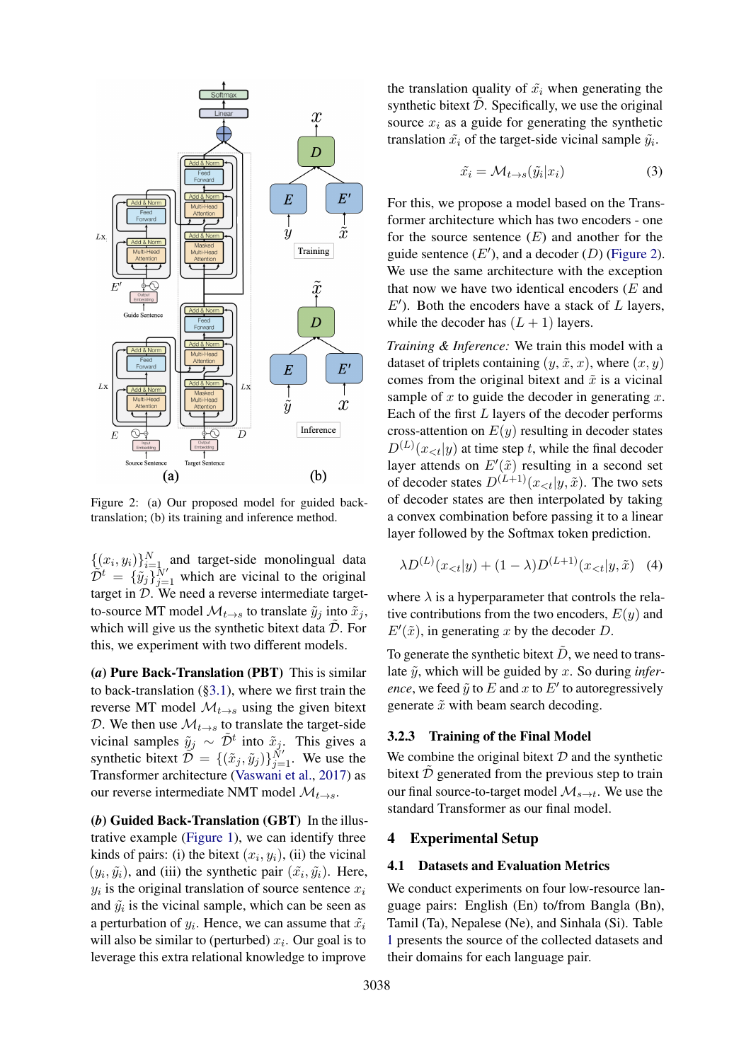Figure 2: (a) Our proposed model for guided back-translation; (b) its training and inference method.

$\{(x_i, y_i)\}_{i=1}^{N}$ and target-side monolingual data $\tilde{\mathcal{D}}^t = \{\tilde{y}_j\}_{j=1}^{N'}$ which are vicinal to the original target in $\mathcal{D}$. We need a reverse intermediate target-to-source MT model $\mathcal{M}_{t\to s}$ to translate $\tilde{y}_j$ into $\tilde{x}_j$, which will give us the synthetic bitext data $\tilde{\mathcal{D}}$. For this, we experiment with two different models.

***(a)* Pure Back-Translation (PBT)** This is similar to back-translation (§3.1), where we first train the reverse MT model $\mathcal{M}_{t\to s}$ using the given bitext $\mathcal{D}$. We then use $\mathcal{M}_{t\to s}$ to translate the target-side vicinal samples $\tilde{y}_j \sim \tilde{\mathcal{D}}^t$ into $\tilde{x}_j$. This gives a synthetic bitext $\tilde{\mathcal{D}} = \{(\tilde{x}_j, \tilde{y}_j)\}_{j=1}^{N'}$. We use the Transformer architecture (Vaswani et al., 2017) as our reverse intermediate NMT model $\mathcal{M}_{t\to s}$.

***(b)* Guided Back-Translation (GBT)** In the illustrative example (Figure 1), we can identify three kinds of pairs: (i) the bitext $(x_i, y_i)$, (ii) the vicinal $(y_i, \tilde{y}_i)$, and (iii) the synthetic pair $(\tilde{x}_i, \tilde{y}_i)$. Here, $y_i$ is the original translation of source sentence $x_i$ and $\tilde{y}_i$ is the vicinal sample, which can be seen as a perturbation of $y_i$. Hence, we can assume that $\tilde{x}_i$ will also be similar to (perturbed) $x_i$. Our goal is to leverage this extra relational knowledge to improve the translation quality of $\tilde{x}_i$ when generating the synthetic bitext $\tilde{\mathcal{D}}$. Specifically, we use the original source $x_i$ as a guide for generating the synthetic translation $\tilde{x}_i$ of the target-side vicinal sample $\tilde{y}_i$.

$$\tilde{x}_i = \mathcal{M}_{t\to s}(\tilde{y}_i | x_i) \tag{3}$$

For this, we propose a model based on the Transformer architecture which has two encoders - one for the source sentence ($E$) and another for the guide sentence ($E'$), and a decoder ($D$) (Figure 2). We use the same architecture with the exception that now we have two identical encoders ($E$ and $E'$). Both the encoders have a stack of $L$ layers, while the decoder has $(L + 1)$ layers.

*Training & Inference:* We train this model with a dataset of triplets containing $(y, \tilde{x}, x)$, where $(x, y)$ comes from the original bitext and $\tilde{x}$ is a vicinal sample of $x$ to guide the decoder in generating $x$. Each of the first $L$ layers of the decoder performs cross-attention on $E(y)$ resulting in decoder states $D^{(L)}(x_{<t}|y)$ at time step $t$, while the final decoder layer attends on $E'(\tilde{x})$ resulting in a second set of decoder states $D^{(L+1)}(x_{<t}|y, \tilde{x})$. The two sets of decoder states are then interpolated by taking a convex combination before passing it to a linear layer followed by the Softmax token prediction.

$$\lambda D^{(L)}(x_{<t}|y) + (1 - \lambda) D^{(L+1)}(x_{<t}|y, \tilde{x}) \tag{4}$$

where $\lambda$ is a hyperparameter that controls the relative contributions from the two encoders, $E(y)$ and $E'(\tilde{x})$, in generating $x$ by the decoder $D$.

To generate the synthetic bitext $\tilde{D}$, we need to translate $\tilde{y}$, which will be guided by $x$. So during *inference*, we feed $\tilde{y}$ to $E$ and $x$ to $E'$ to autoregressively generate $\tilde{x}$ with beam search decoding.

### 3.2.3 Training of the Final Model

We combine the original bitext $\mathcal{D}$ and the synthetic bitext $\tilde{\mathcal{D}}$ generated from the previous step to train our final source-to-target model $\mathcal{M}_{s\to t}$. We use the standard Transformer as our final model.

## 4 Experimental Setup

### 4.1 Datasets and Evaluation Metrics

We conduct experiments on four low-resource language pairs: English (En) to/from Bangla (Bn), Tamil (Ta), Nepalese (Ne), and Sinhala (Si). Table 1 presents the source of the collected datasets and their domains for each language pair.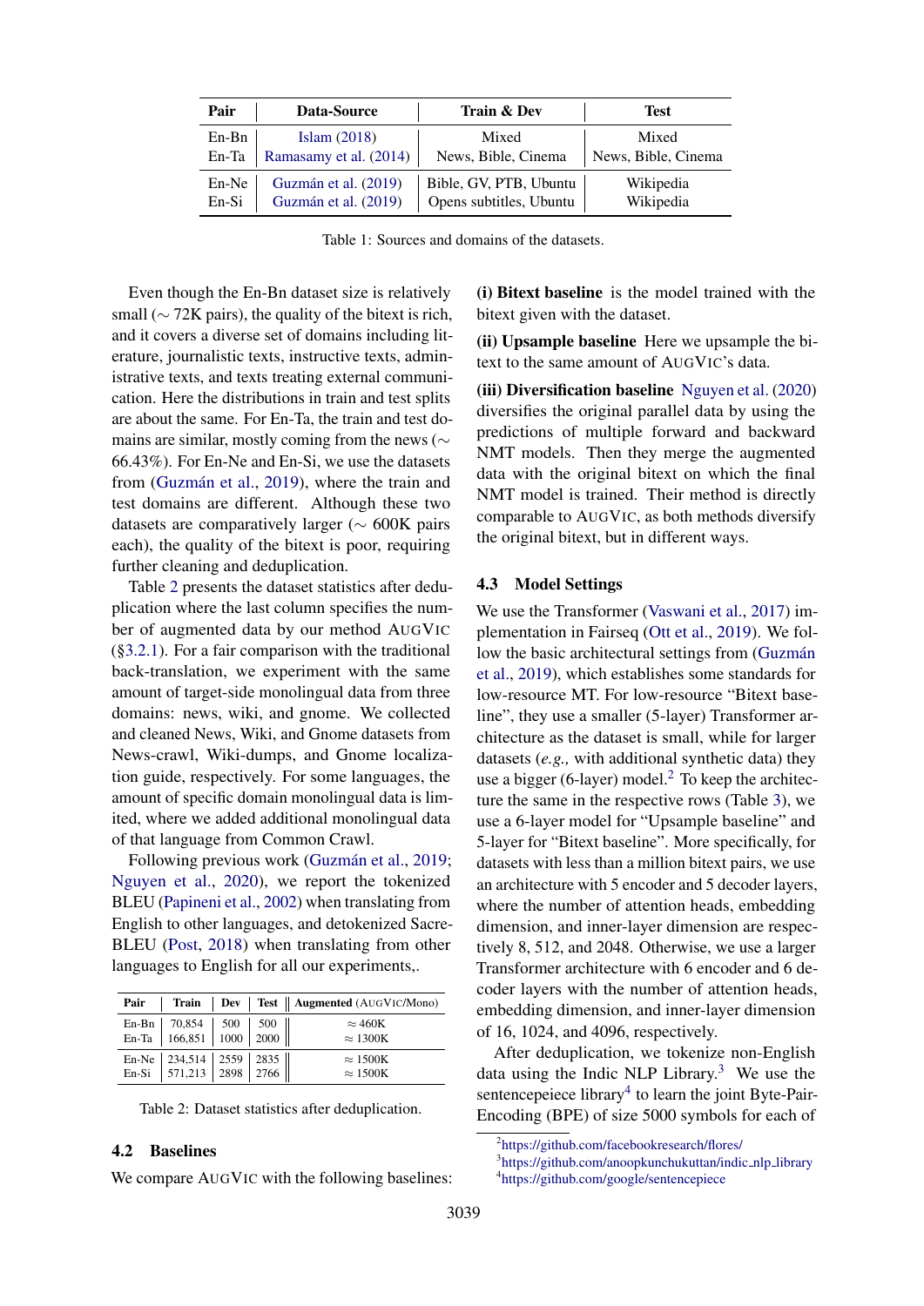| Pair | Data-Source | Train & Dev | Test |
|---|---|---|---|
| En-Bn | Islam (2018) | Mixed | Mixed |
| En-Ta | Ramasamy et al. (2014) | News, Bible, Cinema | News, Bible, Cinema |
| En-Ne | Guzmán et al. (2019) | Bible, GV, PTB, Ubuntu | Wikipedia |
| En-Si | Guzmán et al. (2019) | Opens subtitles, Ubuntu | Wikipedia |

Table 1: Sources and domains of the datasets.

Even though the En-Bn dataset size is relatively small ($\sim$ 72K pairs), the quality of the bitext is rich, and it covers a diverse set of domains including literature, journalistic texts, instructive texts, administrative texts, and texts treating external communication. Here the distributions in train and test splits are about the same. For En-Ta, the train and test domains are similar, mostly coming from the news ($\sim$ 66.43%). For En-Ne and En-Si, we use the datasets from (Guzmán et al., 2019), where the train and test domains are different. Although these two datasets are comparatively larger ($\sim$ 600K pairs each), the quality of the bitext is poor, requiring further cleaning and deduplication.

Table 2 presents the dataset statistics after deduplication where the last column specifies the number of augmented data by our method AUGVIC (§3.2.1). For a fair comparison with the traditional back-translation, we experiment with the same amount of target-side monolingual data from three domains: news, wiki, and gnome. We collected and cleaned News, Wiki, and Gnome datasets from News-crawl, Wiki-dumps, and Gnome localization guide, respectively. For some languages, the amount of specific domain monolingual data is limited, where we added additional monolingual data of that language from Common Crawl.

Following previous work (Guzmán et al., 2019; Nguyen et al., 2020), we report the tokenized BLEU (Papineni et al., 2002) when translating from English to other languages, and detokenized SacreBLEU (Post, 2018) when translating from other languages to English for all our experiments,.

| Pair | Train | Dev | Test | Augmented (AUGVIC/Mono) |
|---|---|---|---|---|
| En-Bn | 70,854 | 500 | 500 | $\approx$ 460K |
| En-Ta | 166,851 | 1000 | 2000 | $\approx$ 1300K |
| En-Ne | 234,514 | 2559 | 2835 | $\approx$ 1500K |
| En-Si | 571,213 | 2898 | 2766 | $\approx$ 1500K |

Table 2: Dataset statistics after deduplication.

## 4.2 Baselines

We compare AUGVIC with the following baselines:

**(i) Bitext baseline** is the model trained with the bitext given with the dataset.

**(ii) Upsample baseline** Here we upsample the bitext to the same amount of AUGVIC's data.

**(iii) Diversification baseline** Nguyen et al. (2020) diversifies the original parallel data by using the predictions of multiple forward and backward NMT models. Then they merge the augmented data with the original bitext on which the final NMT model is trained. Their method is directly comparable to AUGVIC, as both methods diversify the original bitext, but in different ways.

## 4.3 Model Settings

We use the Transformer (Vaswani et al., 2017) implementation in Fairseq (Ott et al., 2019). We follow the basic architectural settings from (Guzmán et al., 2019), which establishes some standards for low-resource MT. For low-resource "Bitext baseline", they use a smaller (5-layer) Transformer architecture as the dataset is small, while for larger datasets (*e.g.,* with additional synthetic data) they use a bigger (6-layer) model.[2] To keep the architecture the same in the respective rows (Table 3), we use a 6-layer model for "Upsample baseline" and 5-layer for "Bitext baseline". More specifically, for datasets with less than a million bitext pairs, we use an architecture with 5 encoder and 5 decoder layers, where the number of attention heads, embedding dimension, and inner-layer dimension are respectively 8, 512, and 2048. Otherwise, we use a larger Transformer architecture with 6 encoder and 6 decoder layers with the number of attention heads, embedding dimension, and inner-layer dimension of 16, 1024, and 4096, respectively.

After deduplication, we tokenize non-English data using the Indic NLP Library.[3] We use the sentencepeice library[4] to learn the joint Byte-Pair-Encoding (BPE) of size 5000 symbols for each of

[2] https://github.com/facebookresearch/flores/

[3] https://github.com/anoopkunchukuttan/indic_nlp_library

[4] https://github.com/google/sentencepiece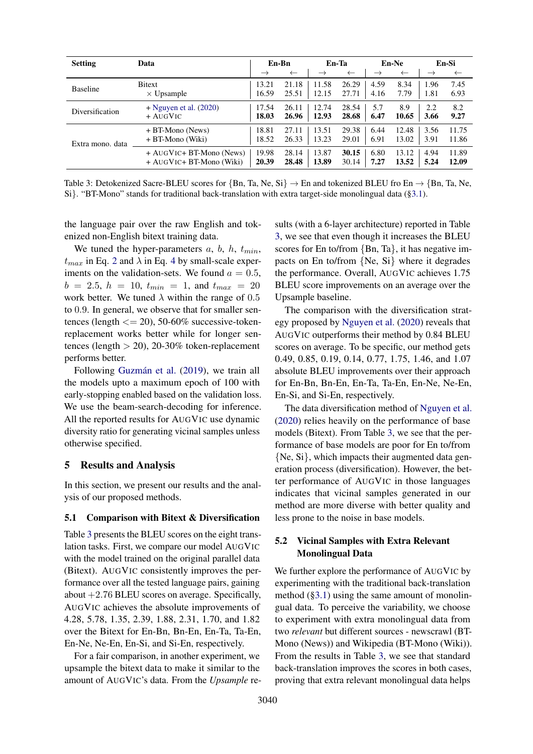| Setting | Data | En-Bn | | En-Ta | | En-Ne | | En-Si | |
|---|---|---|---|---|---|---|---|---|---|
| | | → | ← | → | ← | → | ← | → | ← |
| Baseline | Bitext | 13.21 | 21.18 | 11.58 | 26.29 | 4.59 | 8.34 | 1.96 | 7.45 |
| | × Upsample | 16.59 | 25.51 | 12.15 | 27.71 | 4.16 | 7.79 | 1.81 | 6.93 |
| Diversification | + Nguyen et al. (2020) | 17.54 | 26.11 | 12.74 | 28.54 | 5.7 | 8.9 | 2.2 | 8.2 |
| | + AugVic | **18.03** | **26.96** | **12.93** | **28.68** | **6.47** | **10.65** | **3.66** | **9.27** |
| Extra mono. data | + BT-Mono (News) | 18.81 | 27.11 | 13.51 | 29.38 | 6.44 | 12.48 | 3.56 | 11.75 |
| | + BT-Mono (Wiki) | 18.52 | 26.33 | 13.23 | 29.01 | 6.91 | 13.02 | 3.91 | 11.86 |
| | + AugVic+ BT-Mono (News) | 19.98 | 28.14 | 13.87 | **30.15** | 6.80 | 13.12 | 4.94 | 11.89 |
| | + AugVic+ BT-Mono (Wiki) | **20.39** | **28.48** | **13.89** | 30.14 | **7.27** | **13.52** | **5.24** | **12.09** |

Table 3: Detokenized Sacre-BLEU scores for {Bn, Ta, Ne, Si} → En and tokenized BLEU fro En → {Bn, Ta, Ne, Si}. "BT-Mono" stands for traditional back-translation with extra target-side monolingual data (§3.1).

the language pair over the raw English and tokenized non-English bitext training data.

We tuned the hyper-parameters $a$, $b$, $h$, $t_{min}$, $t_{max}$ in Eq. 2 and $\lambda$ in Eq. 4 by small-scale experiments on the validation-sets. We found $a = 0.5$, $b = 2.5$, $h = 10$, $t_{min} = 1$, and $t_{max} = 20$ work better. We tuned $\lambda$ within the range of $0.5$ to $0.9$. In general, we observe that for smaller sentences (length $<= 20$), 50-60% successive-token-replacement works better while for longer sentences (length $> 20$), 20-30% token-replacement performs better.

Following Guzmán et al. (2019), we train all the models upto a maximum epoch of 100 with early-stopping enabled based on the validation loss. We use the beam-search-decoding for inference. All the reported results for AugVic use dynamic diversity ratio for generating vicinal samples unless otherwise specified.

## 5 Results and Analysis

In this section, we present our results and the analysis of our proposed methods.

### 5.1 Comparison with Bitext & Diversification

Table 3 presents the BLEU scores on the eight translation tasks. First, we compare our model AugVic with the model trained on the original parallel data (Bitext). AugVic consistently improves the performance over all the tested language pairs, gaining about +2.76 BLEU scores on average. Specifically, AugVic achieves the absolute improvements of 4.28, 5.78, 1.35, 2.39, 1.88, 2.31, 1.70, and 1.82 over the Bitext for En-Bn, Bn-En, En-Ta, Ta-En, En-Ne, Ne-En, En-Si, and Si-En, respectively.

For a fair comparison, in another experiment, we upsample the bitext data to make it similar to the amount of AugVic's data. From the *Upsample* results (with a 6-layer architecture) reported in Table 3, we see that even though it increases the BLEU scores for En to/from {Bn, Ta}, it has negative impacts on En to/from {Ne, Si} where it degrades the performance. Overall, AugVic achieves 1.75 BLEU score improvements on an average over the Upsample baseline.

The comparison with the diversification strategy proposed by Nguyen et al. (2020) reveals that AugVic outperforms their method by 0.84 BLEU scores on average. To be specific, our method gets 0.49, 0.85, 0.19, 0.14, 0.77, 1.75, 1.46, and 1.07 absolute BLEU improvements over their approach for En-Bn, Bn-En, En-Ta, Ta-En, En-Ne, Ne-En, En-Si, and Si-En, respectively.

The data diversification method of Nguyen et al. (2020) relies heavily on the performance of base models (Bitext). From Table 3, we see that the performance of base models are poor for En to/from {Ne, Si}, which impacts their augmented data generation process (diversification). However, the better performance of AugVic in those languages indicates that vicinal samples generated in our method are more diverse with better quality and less prone to the noise in base models.

### 5.2 Vicinal Samples with Extra Relevant Monolingual Data

We further explore the performance of AugVic by experimenting with the traditional back-translation method (§3.1) using the same amount of monolingual data. To perceive the variability, we choose to experiment with extra monolingual data from two *relevant* but different sources - newscrawl (BT-Mono (News)) and Wikipedia (BT-Mono (Wiki)). From the results in Table 3, we see that standard back-translation improves the scores in both cases, proving that extra relevant monolingual data helps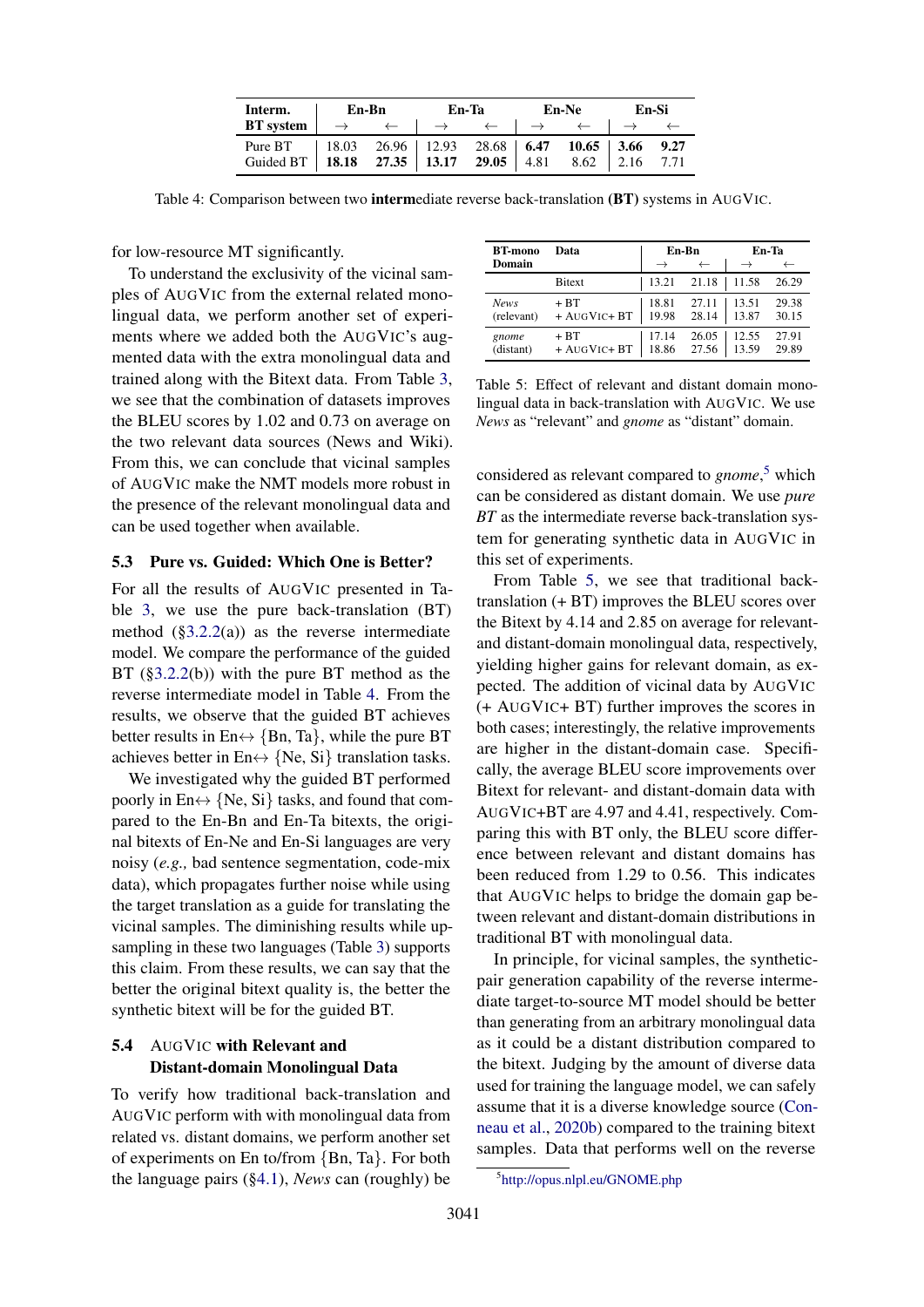| Interm. BT system | En-Bn → | En-Bn ← | En-Ta → | En-Ta ← | En-Ne → | En-Ne ← | En-Si → | En-Si ← |
|---|---|---|---|---|---|---|---|---|
| Pure BT | 18.03 | 26.96 | 12.93 | 28.68 | **6.47** | **10.65** | **3.66** | **9.27** |
| Guided BT | **18.18** | **27.35** | **13.17** | **29.05** | 4.81 | 8.62 | 2.16 | 7.71 |

Table 4: Comparison between two **interm**ediate reverse back-translation **(BT)** systems in AUGVIC.

for low-resource MT significantly.

To understand the exclusivity of the vicinal samples of AUGVIC from the external related monolingual data, we perform another set of experiments where we added both the AUGVIC's augmented data with the extra monolingual data and trained along with the Bitext data. From Table 3, we see that the combination of datasets improves the BLEU scores by 1.02 and 0.73 on average on the two relevant data sources (News and Wiki). From this, we can conclude that vicinal samples of AUGVIC make the NMT models more robust in the presence of the relevant monolingual data and can be used together when available.

### 5.3 Pure vs. Guided: Which One is Better?

For all the results of AUGVIC presented in Table 3, we use the pure back-translation (BT) method (§3.2.2(a)) as the reverse intermediate model. We compare the performance of the guided BT (§3.2.2(b)) with the pure BT method as the reverse intermediate model in Table 4. From the results, we observe that the guided BT achieves better results in En↔ {Bn, Ta}, while the pure BT achieves better in En↔ {Ne, Si} translation tasks.

We investigated why the guided BT performed poorly in En↔ {Ne, Si} tasks, and found that compared to the En-Bn and En-Ta bitexts, the original bitexts of En-Ne and En-Si languages are very noisy (*e.g.,* bad sentence segmentation, code-mix data), which propagates further noise while using the target translation as a guide for translating the vicinal samples. The diminishing results while upsampling in these two languages (Table 3) supports this claim. From these results, we can say that the better the original bitext quality is, the better the synthetic bitext will be for the guided BT.

### 5.4 AUGVIC with Relevant and Distant-domain Monolingual Data

To verify how traditional back-translation and AUGVIC perform with with monolingual data from related vs. distant domains, we perform another set of experiments on En to/from {Bn, Ta}. For both the language pairs (§4.1), *News* can (roughly) be considered as relevant compared to *gnome*,[5] which can be considered as distant domain. We use *pure BT* as the intermediate reverse back-translation system for generating synthetic data in AUGVIC in this set of experiments.

| BT-mono Domain | Data | En-Bn → | En-Bn ← | En-Ta → | En-Ta ← |
|---|---|---|---|---|---|
| | Bitext | 13.21 | 21.18 | 11.58 | 26.29 |
| *News* (relevant) | + BT | 18.81 | 27.11 | 13.51 | 29.38 |
| | + AUGVIC+ BT | 19.98 | 28.14 | 13.87 | 30.15 |
| *gnome* (distant) | + BT | 17.14 | 26.05 | 12.55 | 27.91 |
| | + AUGVIC+ BT | 18.86 | 27.56 | 13.59 | 29.89 |

Table 5: Effect of relevant and distant domain monolingual data in back-translation with AUGVIC. We use *News* as "relevant" and *gnome* as "distant" domain.

From Table 5, we see that traditional back-translation (+ BT) improves the BLEU scores over the Bitext by 4.14 and 2.85 on average for relevant- and distant-domain monolingual data, respectively, yielding higher gains for relevant domain, as expected. The addition of vicinal data by AUGVIC (+ AUGVIC+ BT) further improves the scores in both cases; interestingly, the relative improvements are higher in the distant-domain case. Specifically, the average BLEU score improvements over Bitext for relevant- and distant-domain data with AUGVIC+BT are 4.97 and 4.41, respectively. Comparing this with BT only, the BLEU score difference between relevant and distant domains has been reduced from 1.29 to 0.56. This indicates that AUGVIC helps to bridge the domain gap between relevant and distant-domain distributions in traditional BT with monolingual data.

In principle, for vicinal samples, the synthetic-pair generation capability of the reverse intermediate target-to-source MT model should be better than generating from an arbitrary monolingual data as it could be a distant distribution compared to the bitext. Judging by the amount of diverse data used for training the language model, we can safely assume that it is a diverse knowledge source (Conneau et al., 2020b) compared to the training bitext samples. Data that performs well on the reverse

[5] http://opus.nlpl.eu/GNOME.php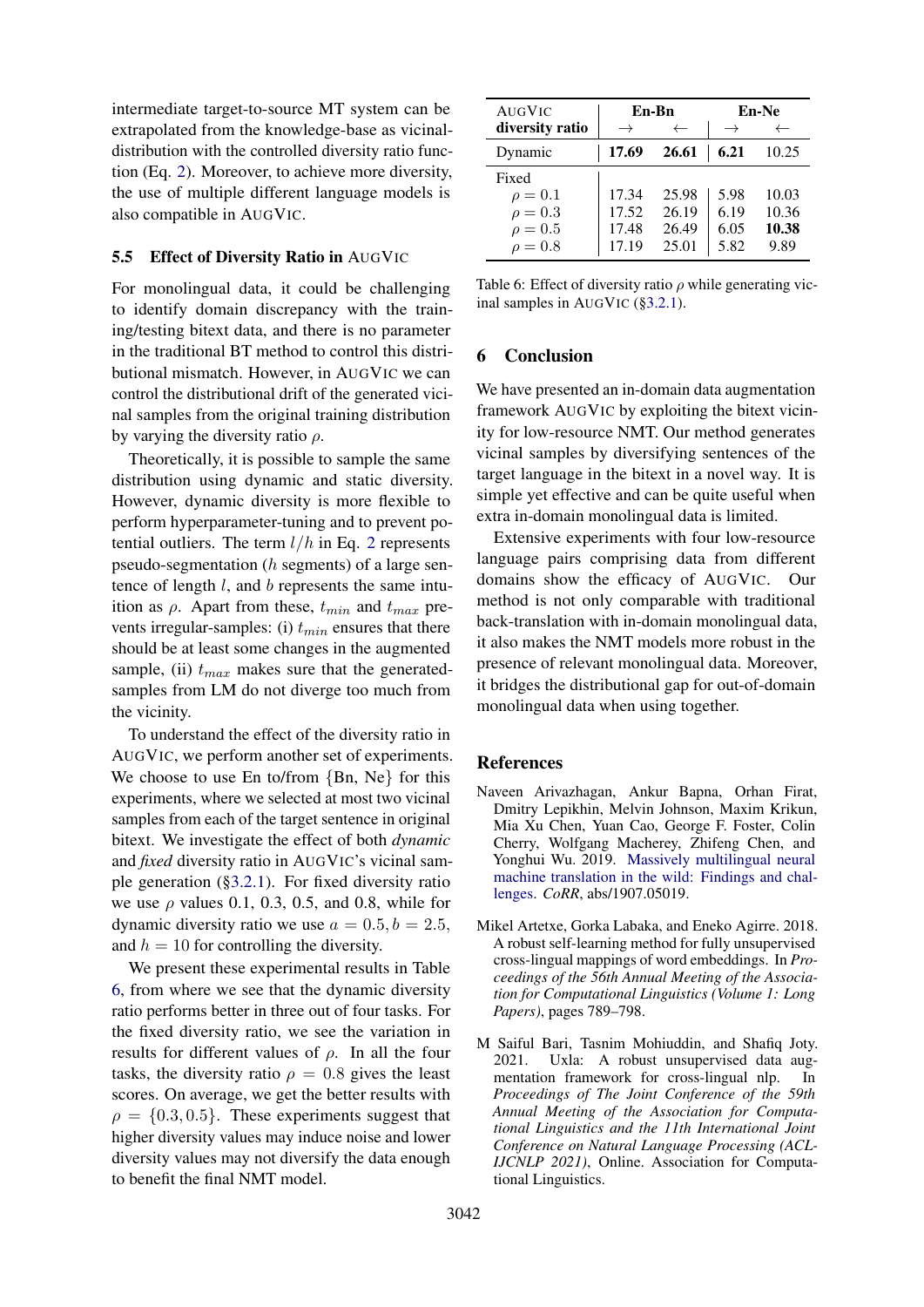intermediate target-to-source MT system can be extrapolated from the knowledge-base as vicinal-distribution with the controlled diversity ratio function (Eq. 2). Moreover, to achieve more diversity, the use of multiple different language models is also compatible in AugVic.

### 5.5 Effect of Diversity Ratio in AugVic

For monolingual data, it could be challenging to identify domain discrepancy with the training/testing bitext data, and there is no parameter in the traditional BT method to control this distributional mismatch. However, in AugVic we can control the distributional drift of the generated vicinal samples from the original training distribution by varying the diversity ratio $\rho$.

Theoretically, it is possible to sample the same distribution using dynamic and static diversity. However, dynamic diversity is more flexible to perform hyperparameter-tuning and to prevent potential outliers. The term $l/h$ in Eq. 2 represents pseudo-segmentation ($h$ segments) of a large sentence of length $l$, and $b$ represents the same intuition as $\rho$. Apart from these, $t_{min}$ and $t_{max}$ prevents irregular-samples: (i) $t_{min}$ ensures that there should be at least some changes in the augmented sample, (ii) $t_{max}$ makes sure that the generated-samples from LM do not diverge too much from the vicinity.

To understand the effect of the diversity ratio in AugVic, we perform another set of experiments. We choose to use En to/from {Bn, Ne} for this experiments, where we selected at most two vicinal samples from each of the target sentence in original bitext. We investigate the effect of both *dynamic* and *fixed* diversity ratio in AugVic's vicinal sample generation (§3.2.1). For fixed diversity ratio we use $\rho$ values 0.1, 0.3, 0.5, and 0.8, while for dynamic diversity ratio we use $a = 0.5, b = 2.5$, and $h = 10$ for controlling the diversity.

We present these experimental results in Table 6, from where we see that the dynamic diversity ratio performs better in three out of four tasks. For the fixed diversity ratio, we see the variation in results for different values of $\rho$. In all the four tasks, the diversity ratio $\rho = 0.8$ gives the least scores. On average, we get the better results with $\rho = \{0.3, 0.5\}$. These experiments suggest that higher diversity values may induce noise and lower diversity values may not diversify the data enough to benefit the final NMT model.

| AugVic diversity ratio | En-Bn $\rightarrow$ | En-Bn $\leftarrow$ | En-Ne $\rightarrow$ | En-Ne $\leftarrow$ |
|---|---|---|---|---|
| Dynamic | **17.69** | **26.61** | **6.21** | 10.25 |
| Fixed | | | | |
| $\rho = 0.1$ | 17.34 | 25.98 | 5.98 | 10.03 |
| $\rho = 0.3$ | 17.52 | 26.19 | 6.19 | 10.36 |
| $\rho = 0.5$ | 17.48 | 26.49 | 6.05 | **10.38** |
| $\rho = 0.8$ | 17.19 | 25.01 | 5.82 | 9.89 |

Table 6: Effect of diversity ratio $\rho$ while generating vicinal samples in AugVic (§3.2.1).

## 6 Conclusion

We have presented an in-domain data augmentation framework AugVic by exploiting the bitext vicinity for low-resource NMT. Our method generates vicinal samples by diversifying sentences of the target language in the bitext in a novel way. It is simple yet effective and can be quite useful when extra in-domain monolingual data is limited.

Extensive experiments with four low-resource language pairs comprising data from different domains show the efficacy of AugVic. Our method is not only comparable with traditional back-translation with in-domain monolingual data, it also makes the NMT models more robust in the presence of relevant monolingual data. Moreover, it bridges the distributional gap for out-of-domain monolingual data when using together.

## References

Naveen Arivazhagan, Ankur Bapna, Orhan Firat, Dmitry Lepikhin, Melvin Johnson, Maxim Krikun, Mia Xu Chen, Yuan Cao, George F. Foster, Colin Cherry, Wolfgang Macherey, Zhifeng Chen, and Yonghui Wu. 2019. Massively multilingual neural machine translation in the wild: Findings and challenges. *CoRR*, abs/1907.05019.

Mikel Artetxe, Gorka Labaka, and Eneko Agirre. 2018. A robust self-learning method for fully unsupervised cross-lingual mappings of word embeddings. In *Proceedings of the 56th Annual Meeting of the Association for Computational Linguistics (Volume 1: Long Papers)*, pages 789–798.

M Saiful Bari, Tasnim Mohiuddin, and Shafiq Joty. 2021. Uxla: A robust unsupervised data augmentation framework for cross-lingual nlp. In *Proceedings of The Joint Conference of the 59th Annual Meeting of the Association for Computational Linguistics and the 11th International Joint Conference on Natural Language Processing (ACL-IJCNLP 2021)*, Online. Association for Computational Linguistics.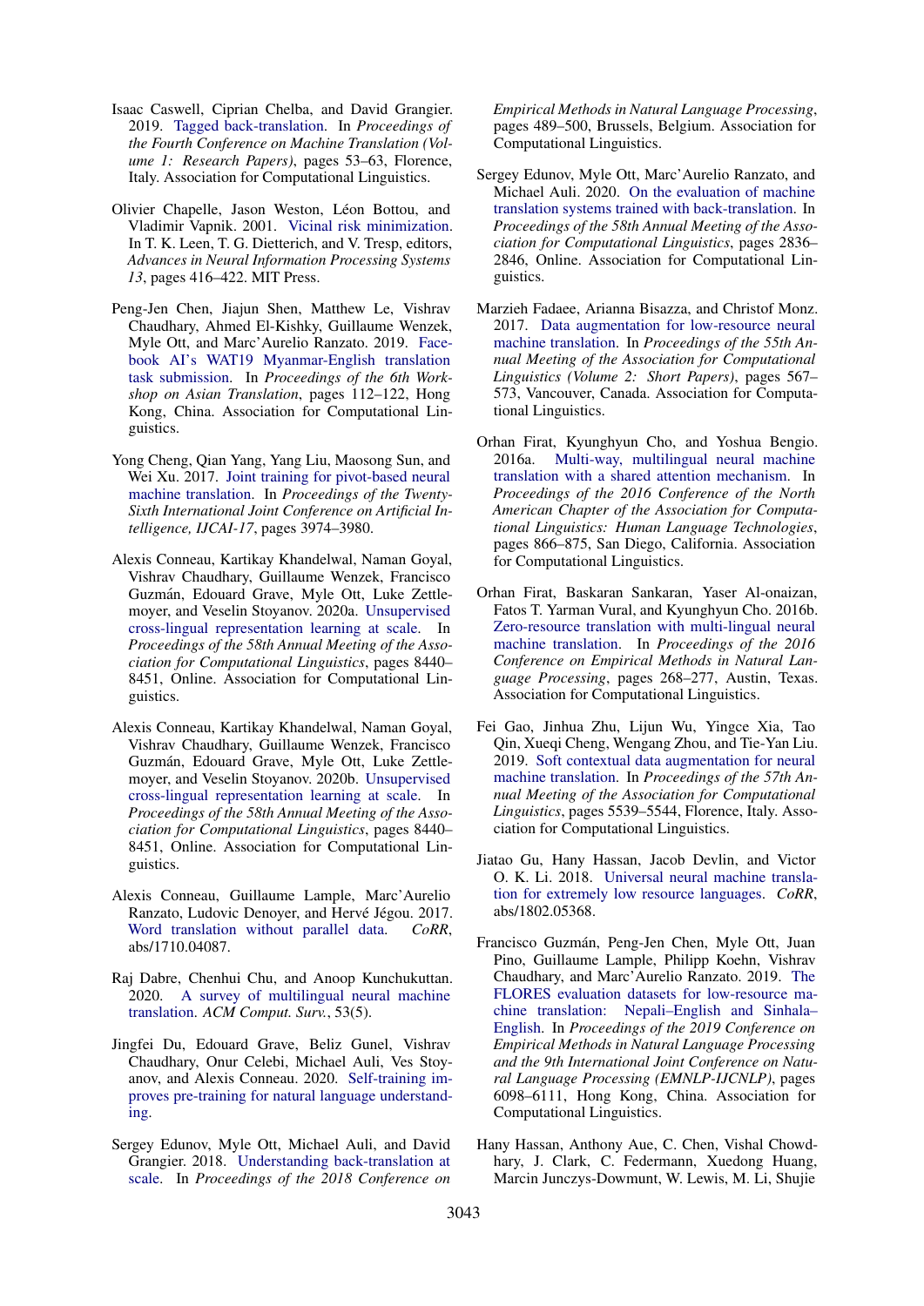Isaac Caswell, Ciprian Chelba, and David Grangier. 2019. Tagged back-translation. In *Proceedings of the Fourth Conference on Machine Translation (Volume 1: Research Papers)*, pages 53–63, Florence, Italy. Association for Computational Linguistics.

Olivier Chapelle, Jason Weston, Léon Bottou, and Vladimir Vapnik. 2001. Vicinal risk minimization. In T. K. Leen, T. G. Dietterich, and V. Tresp, editors, *Advances in Neural Information Processing Systems 13*, pages 416–422. MIT Press.

Peng-Jen Chen, Jiajun Shen, Matthew Le, Vishrav Chaudhary, Ahmed El-Kishky, Guillaume Wenzek, Myle Ott, and Marc'Aurelio Ranzato. 2019. Facebook AI's WAT19 Myanmar-English translation task submission. In *Proceedings of the 6th Workshop on Asian Translation*, pages 112–122, Hong Kong, China. Association for Computational Linguistics.

Yong Cheng, Qian Yang, Yang Liu, Maosong Sun, and Wei Xu. 2017. Joint training for pivot-based neural machine translation. In *Proceedings of the Twenty-Sixth International Joint Conference on Artificial Intelligence, IJCAI-17*, pages 3974–3980.

Alexis Conneau, Kartikay Khandelwal, Naman Goyal, Vishrav Chaudhary, Guillaume Wenzek, Francisco Guzmán, Edouard Grave, Myle Ott, Luke Zettlemoyer, and Veselin Stoyanov. 2020a. Unsupervised cross-lingual representation learning at scale. In *Proceedings of the 58th Annual Meeting of the Association for Computational Linguistics*, pages 8440–8451, Online. Association for Computational Linguistics.

Alexis Conneau, Kartikay Khandelwal, Naman Goyal, Vishrav Chaudhary, Guillaume Wenzek, Francisco Guzmán, Edouard Grave, Myle Ott, Luke Zettlemoyer, and Veselin Stoyanov. 2020b. Unsupervised cross-lingual representation learning at scale. In *Proceedings of the 58th Annual Meeting of the Association for Computational Linguistics*, pages 8440–8451, Online. Association for Computational Linguistics.

Alexis Conneau, Guillaume Lample, Marc'Aurelio Ranzato, Ludovic Denoyer, and Hervé Jégou. 2017. Word translation without parallel data. *CoRR*, abs/1710.04087.

Raj Dabre, Chenhui Chu, and Anoop Kunchukuttan. 2020. A survey of multilingual neural machine translation. *ACM Comput. Surv.*, 53(5).

Jingfei Du, Edouard Grave, Beliz Gunel, Vishrav Chaudhary, Onur Celebi, Michael Auli, Ves Stoyanov, and Alexis Conneau. 2020. Self-training improves pre-training for natural language understanding.

Sergey Edunov, Myle Ott, Michael Auli, and David Grangier. 2018. Understanding back-translation at scale. In *Proceedings of the 2018 Conference on Empirical Methods in Natural Language Processing*, pages 489–500, Brussels, Belgium. Association for Computational Linguistics.

Sergey Edunov, Myle Ott, Marc'Aurelio Ranzato, and Michael Auli. 2020. On the evaluation of machine translation systems trained with back-translation. In *Proceedings of the 58th Annual Meeting of the Association for Computational Linguistics*, pages 2836–2846, Online. Association for Computational Linguistics.

Marzieh Fadaee, Arianna Bisazza, and Christof Monz. 2017. Data augmentation for low-resource neural machine translation. In *Proceedings of the 55th Annual Meeting of the Association for Computational Linguistics (Volume 2: Short Papers)*, pages 567–573, Vancouver, Canada. Association for Computational Linguistics.

Orhan Firat, Kyunghyun Cho, and Yoshua Bengio. 2016a. Multi-way, multilingual neural machine translation with a shared attention mechanism. In *Proceedings of the 2016 Conference of the North American Chapter of the Association for Computational Linguistics: Human Language Technologies*, pages 866–875, San Diego, California. Association for Computational Linguistics.

Orhan Firat, Baskaran Sankaran, Yaser Al-onaizan, Fatos T. Yarman Vural, and Kyunghyun Cho. 2016b. Zero-resource translation with multi-lingual neural machine translation. In *Proceedings of the 2016 Conference on Empirical Methods in Natural Language Processing*, pages 268–277, Austin, Texas. Association for Computational Linguistics.

Fei Gao, Jinhua Zhu, Lijun Wu, Yingce Xia, Tao Qin, Xueqi Cheng, Wengang Zhou, and Tie-Yan Liu. 2019. Soft contextual data augmentation for neural machine translation. In *Proceedings of the 57th Annual Meeting of the Association for Computational Linguistics*, pages 5539–5544, Florence, Italy. Association for Computational Linguistics.

Jiatao Gu, Hany Hassan, Jacob Devlin, and Victor O. K. Li. 2018. Universal neural machine translation for extremely low resource languages. *CoRR*, abs/1802.05368.

Francisco Guzmán, Peng-Jen Chen, Myle Ott, Juan Pino, Guillaume Lample, Philipp Koehn, Vishrav Chaudhary, and Marc'Aurelio Ranzato. 2019. The FLORES evaluation datasets for low-resource machine translation: Nepali–English and Sinhala–English. In *Proceedings of the 2019 Conference on Empirical Methods in Natural Language Processing and the 9th International Joint Conference on Natural Language Processing (EMNLP-IJCNLP)*, pages 6098–6111, Hong Kong, China. Association for Computational Linguistics.

Hany Hassan, Anthony Aue, C. Chen, Vishal Chowdhary, J. Clark, C. Federmann, Xuedong Huang, Marcin Junczys-Dowmunt, W. Lewis, M. Li, Shujie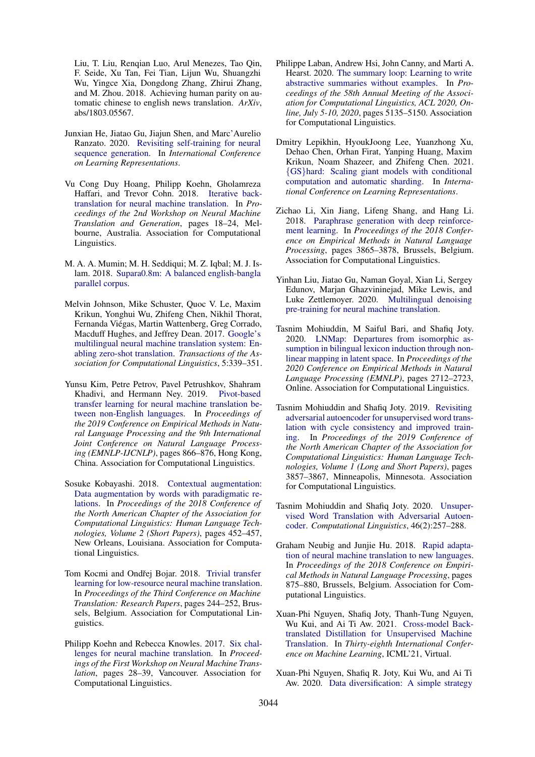Liu, T. Liu, Renqian Luo, Arul Menezes, Tao Qin, F. Seide, Xu Tan, Fei Tian, Lijun Wu, Shuangzhi Wu, Yingce Xia, Dongdong Zhang, Zhirui Zhang, and M. Zhou. 2018. Achieving human parity on automatic chinese to english news translation. *ArXiv*, abs/1803.05567.

Junxian He, Jiatao Gu, Jiajun Shen, and Marc'Aurelio Ranzato. 2020. Revisiting self-training for neural sequence generation. In *International Conference on Learning Representations*.

Vu Cong Duy Hoang, Philipp Koehn, Gholamreza Haffari, and Trevor Cohn. 2018. Iterative back-translation for neural machine translation. In *Proceedings of the 2nd Workshop on Neural Machine Translation and Generation*, pages 18–24, Melbourne, Australia. Association for Computational Linguistics.

M. A. A. Mumin; M. H. Seddiqui; M. Z. Iqbal; M. J. Islam. 2018. Supara0.8m: A balanced english-bangla parallel corpus.

Melvin Johnson, Mike Schuster, Quoc V. Le, Maxim Krikun, Yonghui Wu, Zhifeng Chen, Nikhil Thorat, Fernanda Viégas, Martin Wattenberg, Greg Corrado, Macduff Hughes, and Jeffrey Dean. 2017. Google's multilingual neural machine translation system: Enabling zero-shot translation. *Transactions of the Association for Computational Linguistics*, 5:339–351.

Yunsu Kim, Petre Petrov, Pavel Petrushkov, Shahram Khadivi, and Hermann Ney. 2019. Pivot-based transfer learning for neural machine translation between non-English languages. In *Proceedings of the 2019 Conference on Empirical Methods in Natural Language Processing and the 9th International Joint Conference on Natural Language Processing (EMNLP-IJCNLP)*, pages 866–876, Hong Kong, China. Association for Computational Linguistics.

Sosuke Kobayashi. 2018. Contextual augmentation: Data augmentation by words with paradigmatic relations. In *Proceedings of the 2018 Conference of the North American Chapter of the Association for Computational Linguistics: Human Language Technologies, Volume 2 (Short Papers)*, pages 452–457, New Orleans, Louisiana. Association for Computational Linguistics.

Tom Kocmi and Ondřej Bojar. 2018. Trivial transfer learning for low-resource neural machine translation. In *Proceedings of the Third Conference on Machine Translation: Research Papers*, pages 244–252, Brussels, Belgium. Association for Computational Linguistics.

Philipp Koehn and Rebecca Knowles. 2017. Six challenges for neural machine translation. In *Proceedings of the First Workshop on Neural Machine Translation*, pages 28–39, Vancouver. Association for Computational Linguistics.

Philippe Laban, Andrew Hsi, John Canny, and Marti A. Hearst. 2020. The summary loop: Learning to write abstractive summaries without examples. In *Proceedings of the 58th Annual Meeting of the Association for Computational Linguistics, ACL 2020, Online, July 5-10, 2020*, pages 5135–5150. Association for Computational Linguistics.

Dmitry Lepikhin, HyoukJoong Lee, Yuanzhong Xu, Dehao Chen, Orhan Firat, Yanping Huang, Maxim Krikun, Noam Shazeer, and Zhifeng Chen. 2021. {GS}hard: Scaling giant models with conditional computation and automatic sharding. In *International Conference on Learning Representations*.

Zichao Li, Xin Jiang, Lifeng Shang, and Hang Li. 2018. Paraphrase generation with deep reinforcement learning. In *Proceedings of the 2018 Conference on Empirical Methods in Natural Language Processing*, pages 3865–3878, Brussels, Belgium. Association for Computational Linguistics.

Yinhan Liu, Jiatao Gu, Naman Goyal, Xian Li, Sergey Edunov, Marjan Ghazvininejad, Mike Lewis, and Luke Zettlemoyer. 2020. Multilingual denoising pre-training for neural machine translation.

Tasnim Mohiuddin, M Saiful Bari, and Shafiq Joty. 2020. LNMap: Departures from isomorphic assumption in bilingual lexicon induction through non-linear mapping in latent space. In *Proceedings of the 2020 Conference on Empirical Methods in Natural Language Processing (EMNLP)*, pages 2712–2723, Online. Association for Computational Linguistics.

Tasnim Mohiuddin and Shafiq Joty. 2019. Revisiting adversarial autoencoder for unsupervised word translation with cycle consistency and improved training. In *Proceedings of the 2019 Conference of the North American Chapter of the Association for Computational Linguistics: Human Language Technologies, Volume 1 (Long and Short Papers)*, pages 3857–3867, Minneapolis, Minnesota. Association for Computational Linguistics.

Tasnim Mohiuddin and Shafiq Joty. 2020. Unsupervised Word Translation with Adversarial Autoencoder. *Computational Linguistics*, 46(2):257–288.

Graham Neubig and Junjie Hu. 2018. Rapid adaptation of neural machine translation to new languages. In *Proceedings of the 2018 Conference on Empirical Methods in Natural Language Processing*, pages 875–880, Brussels, Belgium. Association for Computational Linguistics.

Xuan-Phi Nguyen, Shafiq Joty, Thanh-Tung Nguyen, Wu Kui, and Ai Ti Aw. 2021. Cross-model Back-translated Distillation for Unsupervised Machine Translation. In *Thirty-eighth International Conference on Machine Learning*, ICML'21, Virtual.

Xuan-Phi Nguyen, Shafiq R. Joty, Kui Wu, and Ai Ti Aw. 2020. Data diversification: A simple strategy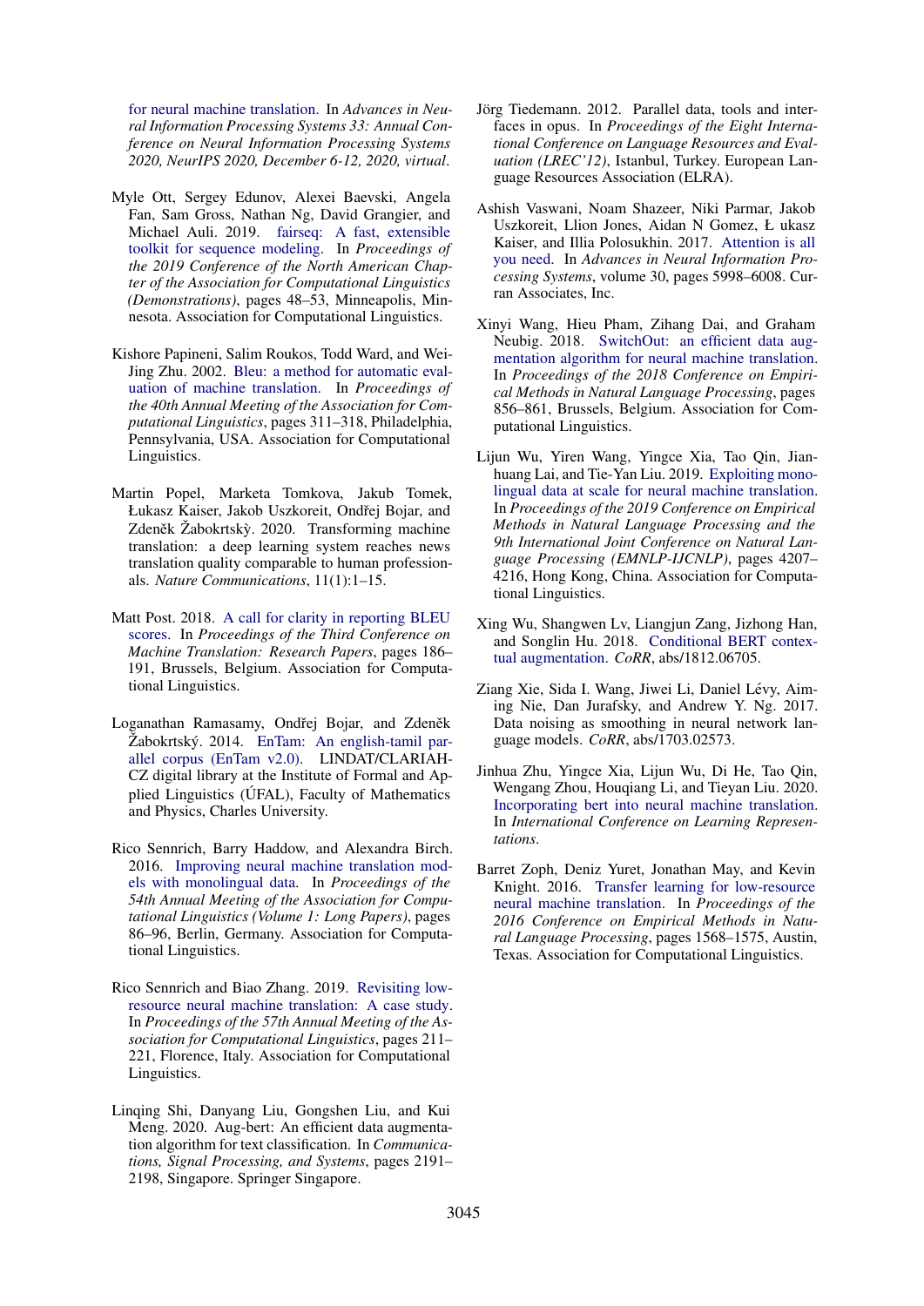for neural machine translation. In *Advances in Neural Information Processing Systems 33: Annual Conference on Neural Information Processing Systems 2020, NeurIPS 2020, December 6-12, 2020, virtual*.

Myle Ott, Sergey Edunov, Alexei Baevski, Angela Fan, Sam Gross, Nathan Ng, David Grangier, and Michael Auli. 2019. fairseq: A fast, extensible toolkit for sequence modeling. In *Proceedings of the 2019 Conference of the North American Chapter of the Association for Computational Linguistics (Demonstrations)*, pages 48–53, Minneapolis, Minnesota. Association for Computational Linguistics.

Kishore Papineni, Salim Roukos, Todd Ward, and Wei-Jing Zhu. 2002. Bleu: a method for automatic evaluation of machine translation. In *Proceedings of the 40th Annual Meeting of the Association for Computational Linguistics*, pages 311–318, Philadelphia, Pennsylvania, USA. Association for Computational Linguistics.

Martin Popel, Marketa Tomkova, Jakub Tomek, Łukasz Kaiser, Jakob Uszkoreit, Ondřej Bojar, and Zdeněk Žabokrtskỳ. 2020. Transforming machine translation: a deep learning system reaches news translation quality comparable to human professionals. *Nature Communications*, 11(1):1–15.

Matt Post. 2018. A call for clarity in reporting BLEU scores. In *Proceedings of the Third Conference on Machine Translation: Research Papers*, pages 186–191, Brussels, Belgium. Association for Computational Linguistics.

Loganathan Ramasamy, Ondřej Bojar, and Zdeněk Žabokrtský. 2014. EnTam: An english-tamil parallel corpus (EnTam v2.0). LINDAT/CLARIAH-CZ digital library at the Institute of Formal and Applied Linguistics (ÚFAL), Faculty of Mathematics and Physics, Charles University.

Rico Sennrich, Barry Haddow, and Alexandra Birch. 2016. Improving neural machine translation models with monolingual data. In *Proceedings of the 54th Annual Meeting of the Association for Computational Linguistics (Volume 1: Long Papers)*, pages 86–96, Berlin, Germany. Association for Computational Linguistics.

Rico Sennrich and Biao Zhang. 2019. Revisiting low-resource neural machine translation: A case study. In *Proceedings of the 57th Annual Meeting of the Association for Computational Linguistics*, pages 211–221, Florence, Italy. Association for Computational Linguistics.

Linqing Shi, Danyang Liu, Gongshen Liu, and Kui Meng. 2020. Aug-bert: An efficient data augmentation algorithm for text classification. In *Communications, Signal Processing, and Systems*, pages 2191–2198, Singapore. Springer Singapore.

Jörg Tiedemann. 2012. Parallel data, tools and interfaces in opus. In *Proceedings of the Eight International Conference on Language Resources and Evaluation (LREC'12)*, Istanbul, Turkey. European Language Resources Association (ELRA).

Ashish Vaswani, Noam Shazeer, Niki Parmar, Jakob Uszkoreit, Llion Jones, Aidan N Gomez, Ł ukasz Kaiser, and Illia Polosukhin. 2017. Attention is all you need. In *Advances in Neural Information Processing Systems*, volume 30, pages 5998–6008. Curran Associates, Inc.

Xinyi Wang, Hieu Pham, Zihang Dai, and Graham Neubig. 2018. SwitchOut: an efficient data augmentation algorithm for neural machine translation. In *Proceedings of the 2018 Conference on Empirical Methods in Natural Language Processing*, pages 856–861, Brussels, Belgium. Association for Computational Linguistics.

Lijun Wu, Yiren Wang, Yingce Xia, Tao Qin, Jianhuang Lai, and Tie-Yan Liu. 2019. Exploiting monolingual data at scale for neural machine translation. In *Proceedings of the 2019 Conference on Empirical Methods in Natural Language Processing and the 9th International Joint Conference on Natural Language Processing (EMNLP-IJCNLP)*, pages 4207–4216, Hong Kong, China. Association for Computational Linguistics.

Xing Wu, Shangwen Lv, Liangjun Zang, Jizhong Han, and Songlin Hu. 2018. Conditional BERT contextual augmentation. *CoRR*, abs/1812.06705.

Ziang Xie, Sida I. Wang, Jiwei Li, Daniel Lévy, Aiming Nie, Dan Jurafsky, and Andrew Y. Ng. 2017. Data noising as smoothing in neural network language models. *CoRR*, abs/1703.02573.

Jinhua Zhu, Yingce Xia, Lijun Wu, Di He, Tao Qin, Wengang Zhou, Houqiang Li, and Tieyan Liu. 2020. Incorporating bert into neural machine translation. In *International Conference on Learning Representations*.

Barret Zoph, Deniz Yuret, Jonathan May, and Kevin Knight. 2016. Transfer learning for low-resource neural machine translation. In *Proceedings of the 2016 Conference on Empirical Methods in Natural Language Processing*, pages 1568–1575, Austin, Texas. Association for Computational Linguistics.